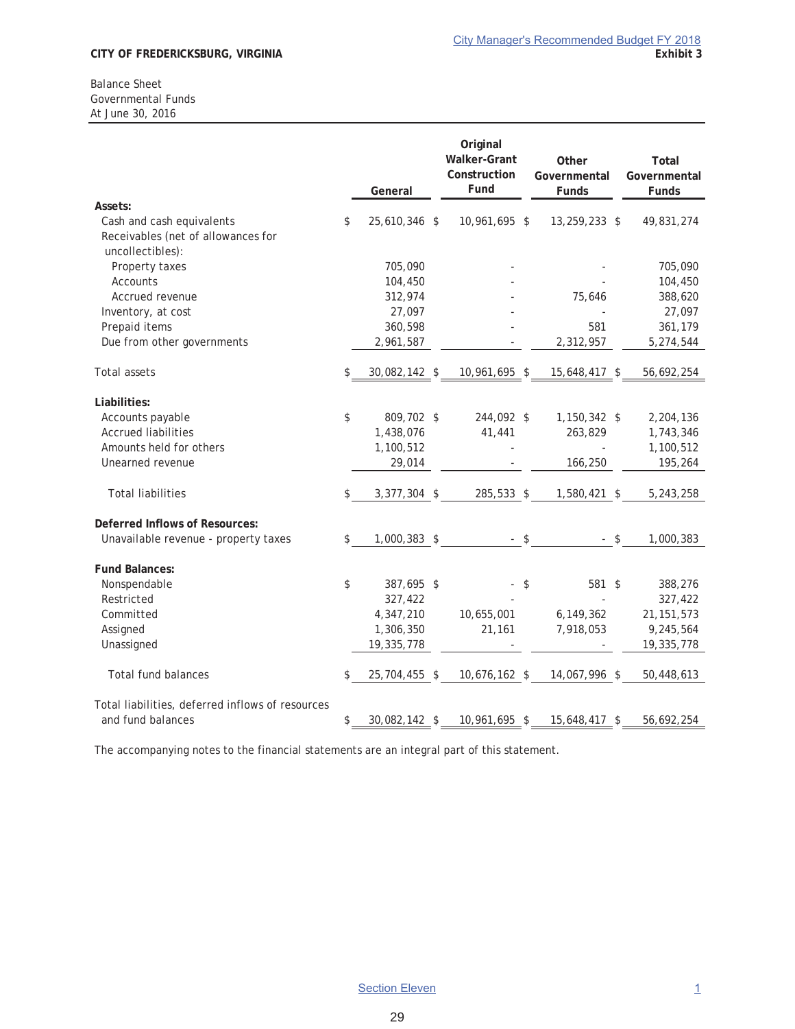**CITY OF FREDERICKSBURG, VIRGINIA** | **Exhibit 3**

Balance Sheet
Governmental Funds
At June 30, 2016

| | General | Original Walker-Grant Construction Fund | Other Governmental Funds | Total Governmental Funds |
|---|---|---|---|---|
| **Assets:** | | | | |
| Cash and cash equivalents | $ 25,610,346 | $ 10,961,695 | $ 13,259,233 | $ 49,831,274 |
| Receivables (net of allowances for uncollectibles): | | | | |
| Property taxes | 705,090 | - | - | 705,090 |
| Accounts | 104,450 | - | - | 104,450 |
| Accrued revenue | 312,974 | - | 75,646 | 388,620 |
| Inventory, at cost | 27,097 | - | - | 27,097 |
| Prepaid items | 360,598 | - | 581 | 361,179 |
| Due from other governments | 2,961,587 | - | 2,312,957 | 5,274,544 |
| Total assets | $ 30,082,142 | $ 10,961,695 | $ 15,648,417 | $ 56,692,254 |
| **Liabilities:** | | | | |
| Accounts payable | $ 809,702 | $ 244,092 | $ 1,150,342 | $ 2,204,136 |
| Accrued liabilities | 1,438,076 | 41,441 | 263,829 | 1,743,346 |
| Amounts held for others | 1,100,512 | - | - | 1,100,512 |
| Unearned revenue | 29,014 | - | 166,250 | 195,264 |
| Total liabilities | $ 3,377,304 | $ 285,533 | $ 1,580,421 | $ 5,243,258 |
| **Deferred Inflows of Resources:** | | | | |
| Unavailable revenue - property taxes | $ 1,000,383 | $ - | $ - | $ 1,000,383 |
| **Fund Balances:** | | | | |
| Nonspendable | $ 387,695 | $ - | $ 581 | $ 388,276 |
| Restricted | 327,422 | - | - | 327,422 |
| Committed | 4,347,210 | 10,655,001 | 6,149,362 | 21,151,573 |
| Assigned | 1,306,350 | 21,161 | 7,918,053 | 9,245,564 |
| Unassigned | 19,335,778 | - | - | 19,335,778 |
| Total fund balances | $ 25,704,455 | $ 10,676,162 | $ 14,067,996 | $ 50,448,613 |
| Total liabilities, deferred inflows of resources and fund balances | $ 30,082,142 | $ 10,961,695 | $ 15,648,417 | $ 56,692,254 |

The accompanying notes to the financial statements are an integral part of this statement.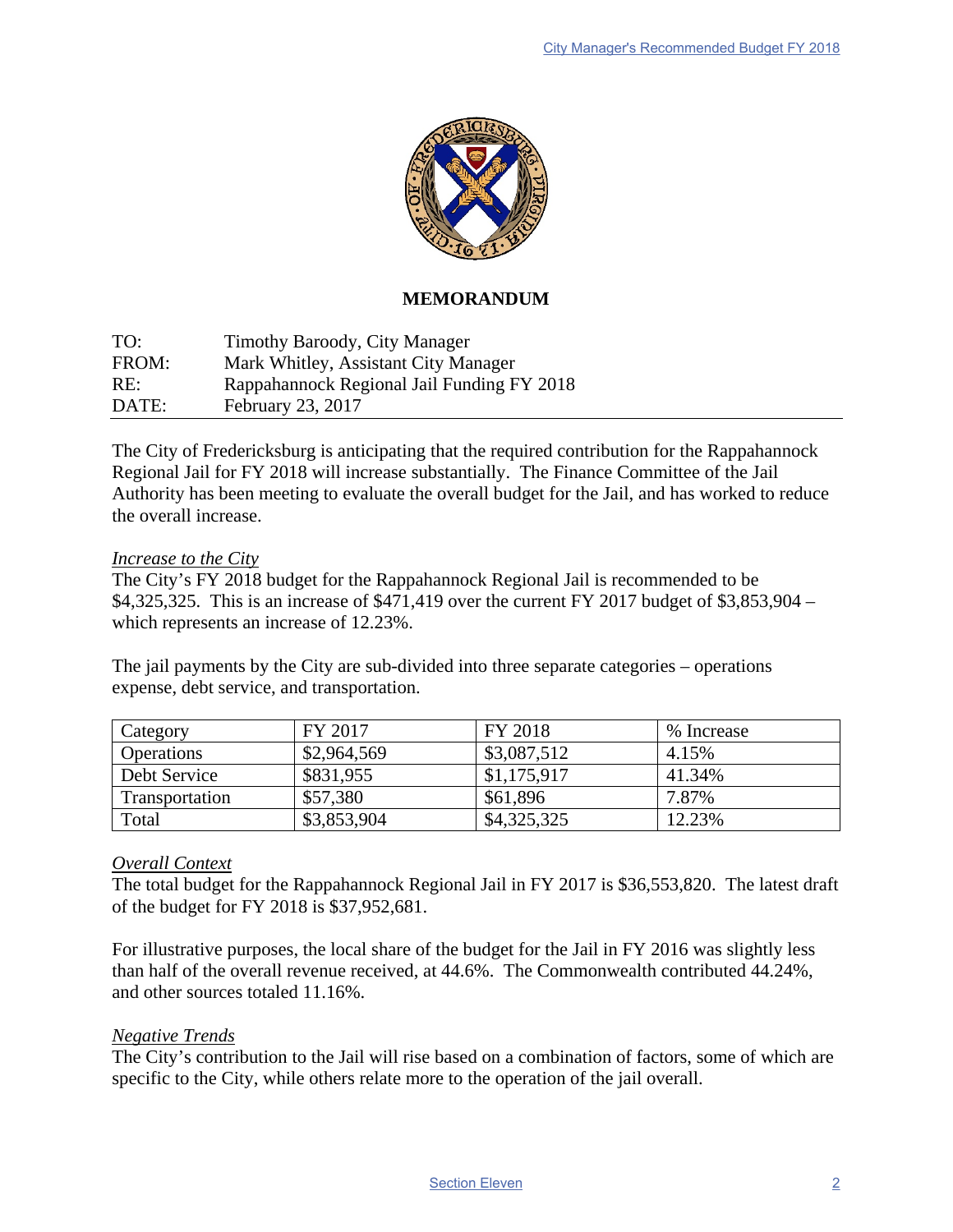**MEMORANDUM**

TO: Timothy Baroody, City Manager
FROM: Mark Whitley, Assistant City Manager
RE: Rappahannock Regional Jail Funding FY 2018
DATE: February 23, 2017

The City of Fredericksburg is anticipating that the required contribution for the Rappahannock Regional Jail for FY 2018 will increase substantially. The Finance Committee of the Jail Authority has been meeting to evaluate the overall budget for the Jail, and has worked to reduce the overall increase.

*Increase to the City*

The City's FY 2018 budget for the Rappahannock Regional Jail is recommended to be $4,325,325. This is an increase of $471,419 over the current FY 2017 budget of $3,853,904 – which represents an increase of 12.23%.

The jail payments by the City are sub-divided into three separate categories – operations expense, debt service, and transportation.

| Category | FY 2017 | FY 2018 | % Increase |
|---|---|---|---|
| Operations | $2,964,569 | $3,087,512 | 4.15% |
| Debt Service | $831,955 | $1,175,917 | 41.34% |
| Transportation | $57,380 | $61,896 | 7.87% |
| Total | $3,853,904 | $4,325,325 | 12.23% |

*Overall Context*

The total budget for the Rappahannock Regional Jail in FY 2017 is $36,553,820. The latest draft of the budget for FY 2018 is $37,952,681.

For illustrative purposes, the local share of the budget for the Jail in FY 2016 was slightly less than half of the overall revenue received, at 44.6%. The Commonwealth contributed 44.24%, and other sources totaled 11.16%.

*Negative Trends*

The City's contribution to the Jail will rise based on a combination of factors, some of which are specific to the City, while others relate more to the operation of the jail overall.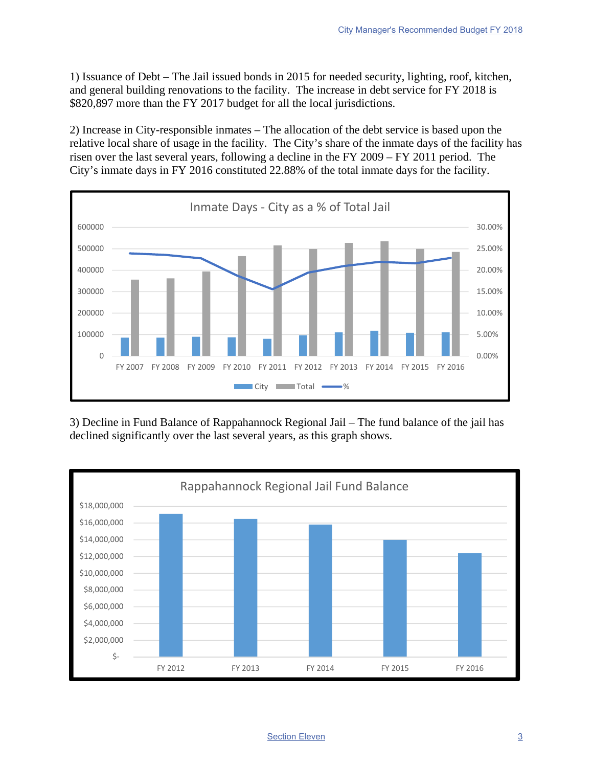1) Issuance of Debt – The Jail issued bonds in 2015 for needed security, lighting, roof, kitchen, and general building renovations to the facility. The increase in debt service for FY 2018 is $820,897 more than the FY 2017 budget for all the local jurisdictions.

2) Increase in City-responsible inmates – The allocation of the debt service is based upon the relative local share of usage in the facility. The City's share of the inmate days of the facility has risen over the last several years, following a decline in the FY 2009 – FY 2011 period. The City's inmate days in FY 2016 constituted 22.88% of the total inmate days for the facility.

Inmate Days - City as a % of Total Jail

3) Decline in Fund Balance of Rappahannock Regional Jail – The fund balance of the jail has declined significantly over the last several years, as this graph shows.

Rappahannock Regional Jail Fund Balance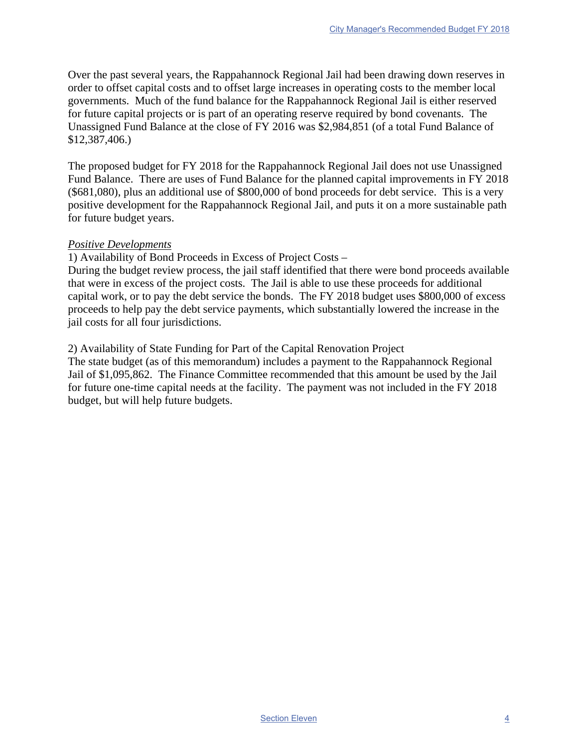Over the past several years, the Rappahannock Regional Jail had been drawing down reserves in order to offset capital costs and to offset large increases in operating costs to the member local governments. Much of the fund balance for the Rappahannock Regional Jail is either reserved for future capital projects or is part of an operating reserve required by bond covenants. The Unassigned Fund Balance at the close of FY 2016 was $2,984,851 (of a total Fund Balance of $12,387,406.)

The proposed budget for FY 2018 for the Rappahannock Regional Jail does not use Unassigned Fund Balance. There are uses of Fund Balance for the planned capital improvements in FY 2018 ($681,080), plus an additional use of $800,000 of bond proceeds for debt service. This is a very positive development for the Rappahannock Regional Jail, and puts it on a more sustainable path for future budget years.

*Positive Developments*

1) Availability of Bond Proceeds in Excess of Project Costs –
During the budget review process, the jail staff identified that there were bond proceeds available that were in excess of the project costs. The Jail is able to use these proceeds for additional capital work, or to pay the debt service the bonds. The FY 2018 budget uses $800,000 of excess proceeds to help pay the debt service payments, which substantially lowered the increase in the jail costs for all four jurisdictions.

2) Availability of State Funding for Part of the Capital Renovation Project
The state budget (as of this memorandum) includes a payment to the Rappahannock Regional Jail of $1,095,862. The Finance Committee recommended that this amount be used by the Jail for future one-time capital needs at the facility. The payment was not included in the FY 2018 budget, but will help future budgets.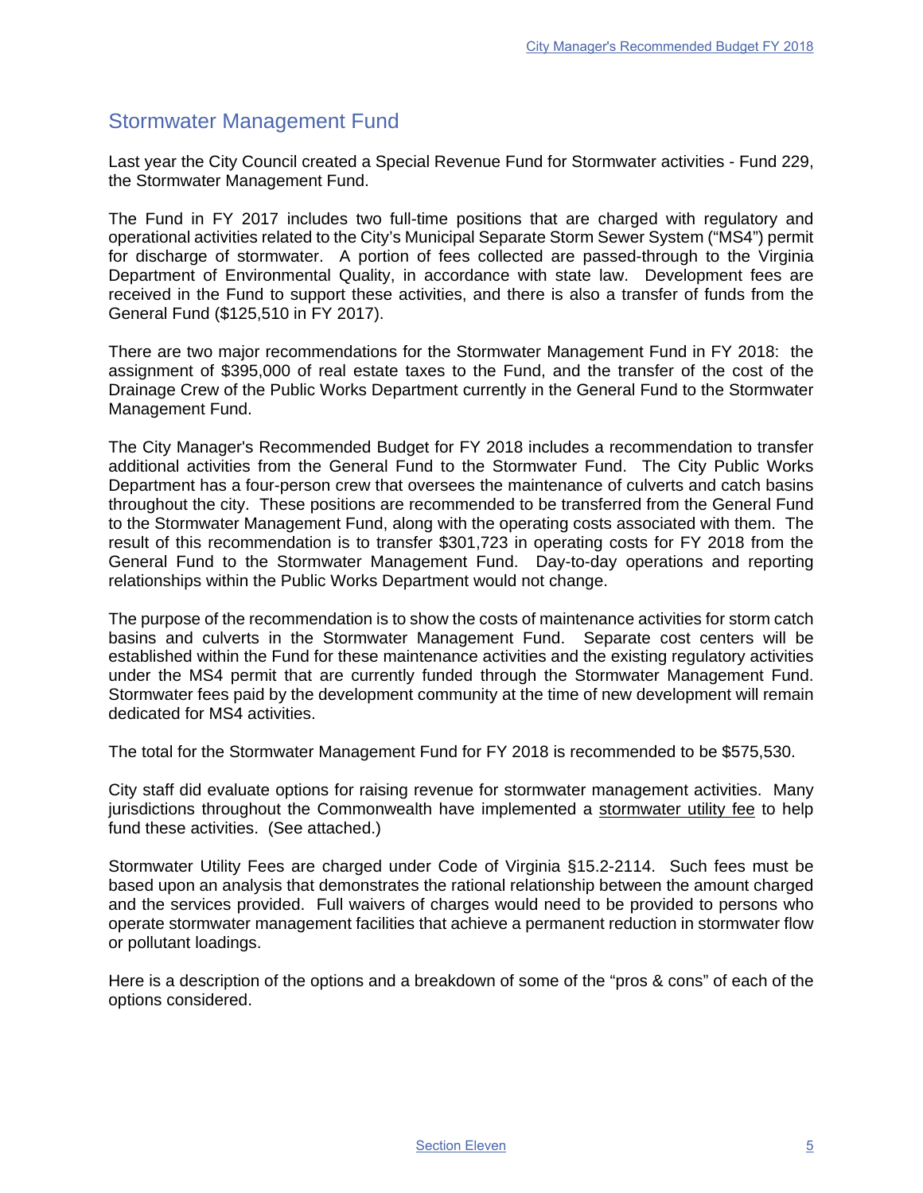## Stormwater Management Fund

Last year the City Council created a Special Revenue Fund for Stormwater activities - Fund 229, the Stormwater Management Fund.

The Fund in FY 2017 includes two full-time positions that are charged with regulatory and operational activities related to the City's Municipal Separate Storm Sewer System ("MS4") permit for discharge of stormwater. A portion of fees collected are passed-through to the Virginia Department of Environmental Quality, in accordance with state law. Development fees are received in the Fund to support these activities, and there is also a transfer of funds from the General Fund ($125,510 in FY 2017).

There are two major recommendations for the Stormwater Management Fund in FY 2018: the assignment of $395,000 of real estate taxes to the Fund, and the transfer of the cost of the Drainage Crew of the Public Works Department currently in the General Fund to the Stormwater Management Fund.

The City Manager's Recommended Budget for FY 2018 includes a recommendation to transfer additional activities from the General Fund to the Stormwater Fund. The City Public Works Department has a four-person crew that oversees the maintenance of culverts and catch basins throughout the city. These positions are recommended to be transferred from the General Fund to the Stormwater Management Fund, along with the operating costs associated with them. The result of this recommendation is to transfer $301,723 in operating costs for FY 2018 from the General Fund to the Stormwater Management Fund. Day-to-day operations and reporting relationships within the Public Works Department would not change.

The purpose of the recommendation is to show the costs of maintenance activities for storm catch basins and culverts in the Stormwater Management Fund. Separate cost centers will be established within the Fund for these maintenance activities and the existing regulatory activities under the MS4 permit that are currently funded through the Stormwater Management Fund. Stormwater fees paid by the development community at the time of new development will remain dedicated for MS4 activities.

The total for the Stormwater Management Fund for FY 2018 is recommended to be $575,530.

City staff did evaluate options for raising revenue for stormwater management activities. Many jurisdictions throughout the Commonwealth have implemented a stormwater utility fee to help fund these activities. (See attached.)

Stormwater Utility Fees are charged under Code of Virginia §15.2-2114. Such fees must be based upon an analysis that demonstrates the rational relationship between the amount charged and the services provided. Full waivers of charges would need to be provided to persons who operate stormwater management facilities that achieve a permanent reduction in stormwater flow or pollutant loadings.

Here is a description of the options and a breakdown of some of the "pros & cons" of each of the options considered.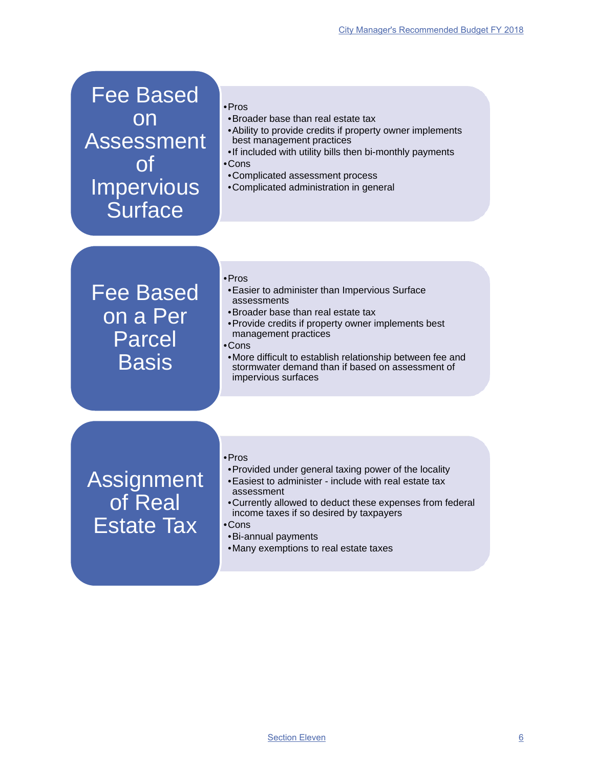## Fee Based on Assessment of Impervious Surface

- Pros
  - Broader base than real estate tax
  - Ability to provide credits if property owner implements best management practices
  - If included with utility bills then bi-monthly payments
- Cons
  - Complicated assessment process
  - Complicated administration in general

## Fee Based on a Per Parcel Basis

- Pros
  - Easier to administer than Impervious Surface assessments
  - Broader base than real estate tax
  - Provide credits if property owner implements best management practices
- Cons
  - More difficult to establish relationship between fee and stormwater demand than if based on assessment of impervious surfaces

## Assignment of Real Estate Tax

- Pros
  - Provided under general taxing power of the locality
  - Easiest to administer - include with real estate tax assessment
  - Currently allowed to deduct these expenses from federal income taxes if so desired by taxpayers
- Cons
  - Bi-annual payments
  - Many exemptions to real estate taxes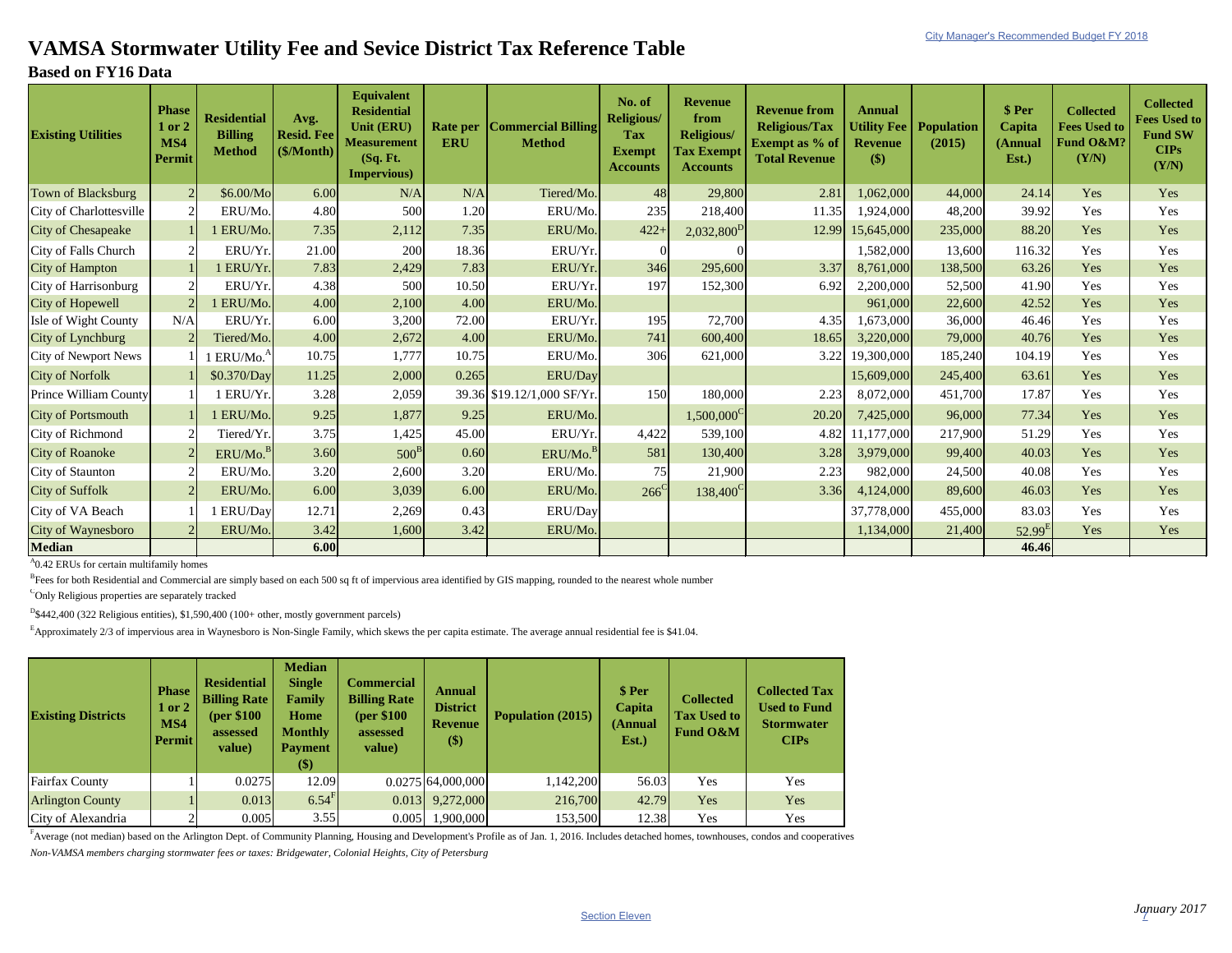# VAMSA Stormwater Utility Fee and Sevice District Tax Reference Table

## Based on FY16 Data

| Existing Utilities | Phase 1 or 2 MS4 Permit | Residential Billing Method | Avg. Resid. Fee ($/Month) | Equivalent Residential Unit (ERU) Measurement (Sq. Ft. Impervious) | Rate per ERU | Commercial Billing Method | No. of Religious/ Tax Exempt Accounts | Revenue from Religious/ Tax Exempt Accounts | Revenue from Religious/Tax Exempt as % of Total Revenue | Annual Utility Fee Revenue ($) | Population (2015) | $ Per Capita (Annual Est.) | Collected Fees Used to Fund O&M? (Y/N) | Collected Fees Used to Fund SW CIPs (Y/N) |
|---|---|---|---|---|---|---|---|---|---|---|---|---|---|---|
| Town of Blacksburg | 2 | $6.00/Mo | 6.00 | N/A | N/A | Tiered/Mo. | 48 | 29,800 | 2.81 | 1,062,000 | 44,000 | 24.14 | Yes | Yes |
| City of Charlottesville | 2 | ERU/Mo. | 4.80 | 500 | 1.20 | ERU/Mo. | 235 | 218,400 | 11.35 | 1,924,000 | 48,200 | 39.92 | Yes | Yes |
| City of Chesapeake | 1 | 1 ERU/Mo. | 7.35 | 2,112 | 7.35 | ERU/Mo. | 422+ | 2,032,800[D] | 12.99 | 15,645,000 | 235,000 | 88.20 | Yes | Yes |
| City of Falls Church | 2 | ERU/Yr. | 21.00 | 200 | 18.36 | ERU/Yr. | 0 | 0 | | 1,582,000 | 13,600 | 116.32 | Yes | Yes |
| City of Hampton | 1 | 1 ERU/Yr. | 7.83 | 2,429 | 7.83 | ERU/Yr. | 346 | 295,600 | 3.37 | 8,761,000 | 138,500 | 63.26 | Yes | Yes |
| City of Harrisonburg | 2 | ERU/Yr. | 4.38 | 500 | 10.50 | ERU/Yr. | 197 | 152,300 | 6.92 | 2,200,000 | 52,500 | 41.90 | Yes | Yes |
| City of Hopewell | 2 | 1 ERU/Mo. | 4.00 | 2,100 | 4.00 | ERU/Mo. | | | | 961,000 | 22,600 | 42.52 | Yes | Yes |
| Isle of Wight County | N/A | ERU/Yr. | 6.00 | 3,200 | 72.00 | ERU/Yr. | 195 | 72,700 | 4.35 | 1,673,000 | 36,000 | 46.46 | Yes | Yes |
| City of Lynchburg | 2 | Tiered/Mo. | 4.00 | 2,672 | 4.00 | ERU/Mo. | 741 | 600,400 | 18.65 | 3,220,000 | 79,000 | 40.76 | Yes | Yes |
| City of Newport News | 1 | 1 ERU/Mo.[A] | 10.75 | 1,777 | 10.75 | ERU/Mo. | 306 | 621,000 | 3.22 | 19,300,000 | 185,240 | 104.19 | Yes | Yes |
| City of Norfolk | 1 | $0.370/Day | 11.25 | 2,000 | 0.265 | ERU/Day | | | | 15,609,000 | 245,400 | 63.61 | Yes | Yes |
| Prince William County | 1 | 1 ERU/Yr. | 3.28 | 2,059 | 39.36 | $19.12/1,000 SF/Yr. | 150 | 180,000 | 2.23 | 8,072,000 | 451,700 | 17.87 | Yes | Yes |
| City of Portsmouth | 1 | 1 ERU/Mo. | 9.25 | 1,877 | 9.25 | ERU/Mo. | | 1,500,000[C] | 20.20 | 7,425,000 | 96,000 | 77.34 | Yes | Yes |
| City of Richmond | 2 | Tiered/Yr. | 3.75 | 1,425 | 45.00 | ERU/Yr. | 4,422 | 539,100 | 4.82 | 11,177,000 | 217,900 | 51.29 | Yes | Yes |
| City of Roanoke | 2 | ERU/Mo.[B] | 3.60 | 500[B] | 0.60 | ERU/Mo.[B] | 581 | 130,400 | 3.28 | 3,979,000 | 99,400 | 40.03 | Yes | Yes |
| City of Staunton | 2 | ERU/Mo. | 3.20 | 2,600 | 3.20 | ERU/Mo. | 75 | 21,900 | 2.23 | 982,000 | 24,500 | 40.08 | Yes | Yes |
| City of Suffolk | 2 | ERU/Mo. | 6.00 | 3,039 | 6.00 | ERU/Mo. | 266[C] | 138,400[C] | 3.36 | 4,124,000 | 89,600 | 46.03 | Yes | Yes |
| City of VA Beach | 1 | 1 ERU/Day | 12.71 | 2,269 | 0.43 | ERU/Day | | | | 37,778,000 | 455,000 | 83.03 | Yes | Yes |
| City of Waynesboro | 2 | ERU/Mo. | 3.42 | 1,600 | 3.42 | ERU/Mo. | | | | 1,134,000 | 21,400 | 52.99[E] | Yes | Yes |
| **Median** | | | **6.00** | | | | | | | | | **46.46** | | |

[A]0.42 ERUs for certain multifamily homes

[B]Fees for both Residential and Commercial are simply based on each 500 sq ft of impervious area identified by GIS mapping, rounded to the nearest whole number

[C]Only Religious properties are separately tracked

[D]$442,400 (322 Religious entities), $1,590,400 (100+ other, mostly government parcels)

[E]Approximately 2/3 of impervious area in Waynesboro is Non-Single Family, which skews the per capita estimate. The average annual residential fee is $41.04.

| Existing Districts | Phase 1 or 2 MS4 Permit | Residential Billing Rate (per $100 assessed value) | Median Single Family Home Monthly Payment ($) | Commercial Billing Rate (per $100 assessed value) | Annual District Revenue ($) | Population (2015) | $ Per Capita (Annual Est.) | Collected Tax Used to Fund O&M | Collected Tax Used to Fund Stormwater CIPs |
|---|---|---|---|---|---|---|---|---|---|
| Fairfax County | 1 | 0.0275 | 12.09 | 0.0275 | 64,000,000 | 1,142,200 | 56.03 | Yes | Yes |
| Arlington County | 1 | 0.013 | 6.54[F] | 0.013 | 9,272,000 | 216,700 | 42.79 | Yes | Yes |
| City of Alexandria | 2 | 0.005 | 3.55 | 0.005 | 1,900,000 | 153,500 | 12.38 | Yes | Yes |

[F]Average (not median) based on the Arlington Dept. of Community Planning, Housing and Development's Profile as of Jan. 1, 2016. Includes detached homes, townhouses, condos and cooperatives

*Non-VAMSA members charging stormwater fees or taxes: Bridgewater, Colonial Heights, City of Petersburg*